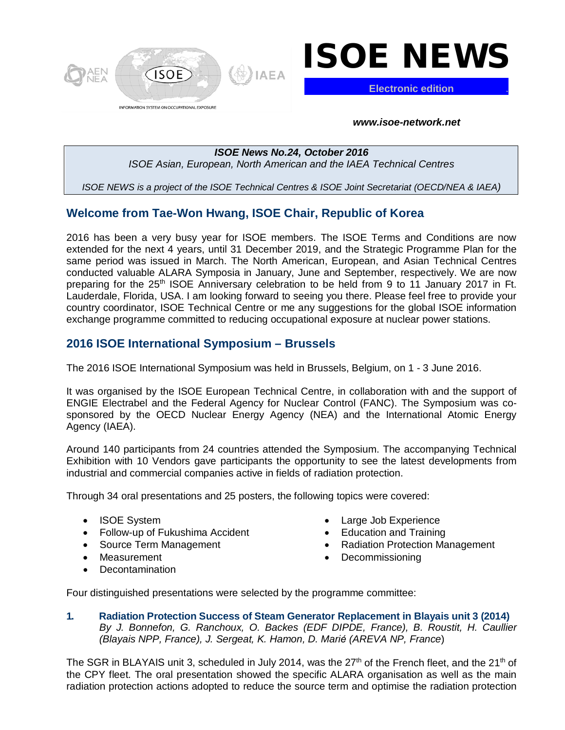# ISOE NEWS

**Electronic edition**

***www.isoe-network.net***

***ISOE News No.24, October 2016***
*ISOE Asian, European, North American and the IAEA Technical Centres*

*ISOE NEWS is a project of the ISOE Technical Centres & ISOE Joint Secretariat (OECD/NEA & IAEA)*

## Welcome from Tae-Won Hwang, ISOE Chair, Republic of Korea

2016 has been a very busy year for ISOE members. The ISOE Terms and Conditions are now extended for the next 4 years, until 31 December 2019, and the Strategic Programme Plan for the same period was issued in March. The North American, European, and Asian Technical Centres conducted valuable ALARA Symposia in January, June and September, respectively. We are now preparing for the 25th ISOE Anniversary celebration to be held from 9 to 11 January 2017 in Ft. Lauderdale, Florida, USA. I am looking forward to seeing you there. Please feel free to provide your country coordinator, ISOE Technical Centre or me any suggestions for the global ISOE information exchange programme committed to reducing occupational exposure at nuclear power stations.

## 2016 ISOE International Symposium – Brussels

The 2016 ISOE International Symposium was held in Brussels, Belgium, on 1 - 3 June 2016.

It was organised by the ISOE European Technical Centre, in collaboration with and the support of ENGIE Electrabel and the Federal Agency for Nuclear Control (FANC). The Symposium was co-sponsored by the OECD Nuclear Energy Agency (NEA) and the International Atomic Energy Agency (IAEA).

Around 140 participants from 24 countries attended the Symposium. The accompanying Technical Exhibition with 10 Vendors gave participants the opportunity to see the latest developments from industrial and commercial companies active in fields of radiation protection.

Through 34 oral presentations and 25 posters, the following topics were covered:

- ISOE System
- Follow-up of Fukushima Accident
- Source Term Management
- Measurement
- Decontamination
- Large Job Experience
- Education and Training
- Radiation Protection Management
- Decommissioning

Four distinguished presentations were selected by the programme committee:

1. **Radiation Protection Success of Steam Generator Replacement in Blayais unit 3 (2014)**
   *By J. Bonnefon, G. Ranchoux, O. Backes (EDF DIPDE, France), B. Roustit, H. Caullier (Blayais NPP, France), J. Sergeat, K. Hamon, D. Marié (AREVA NP, France*)

The SGR in BLAYAIS unit 3, scheduled in July 2014, was the 27th of the French fleet, and the 21th of the CPY fleet. The oral presentation showed the specific ALARA organisation as well as the main radiation protection actions adopted to reduce the source term and optimise the radiation protection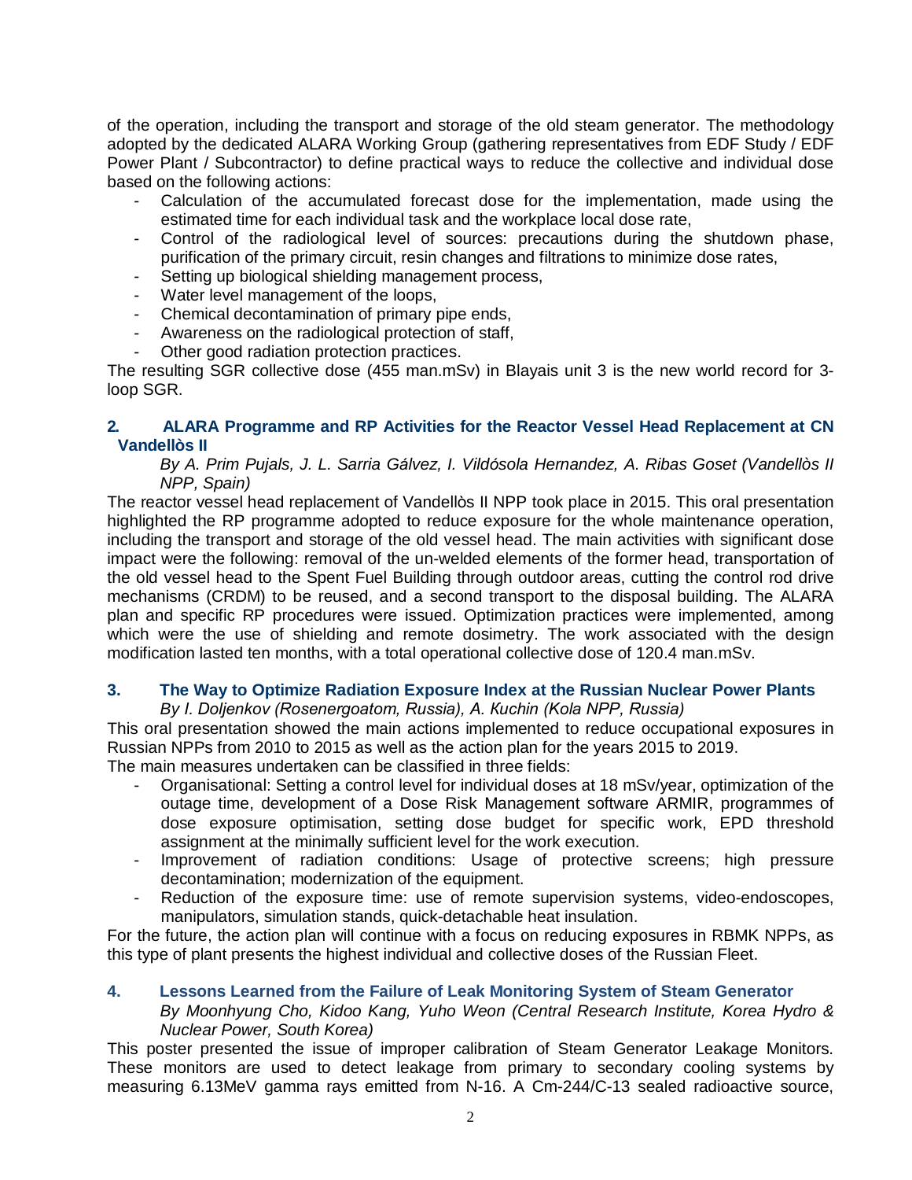of the operation, including the transport and storage of the old steam generator. The methodology adopted by the dedicated ALARA Working Group (gathering representatives from EDF Study / EDF Power Plant / Subcontractor) to define practical ways to reduce the collective and individual dose based on the following actions:

- Calculation of the accumulated forecast dose for the implementation, made using the estimated time for each individual task and the workplace local dose rate,
- Control of the radiological level of sources: precautions during the shutdown phase, purification of the primary circuit, resin changes and filtrations to minimize dose rates,
- Setting up biological shielding management process,
- Water level management of the loops,
- Chemical decontamination of primary pipe ends,
- Awareness on the radiological protection of staff,
- Other good radiation protection practices.

The resulting SGR collective dose (455 man.mSv) in Blayais unit 3 is the new world record for 3-loop SGR.

## 2. ALARA Programme and RP Activities for the Reactor Vessel Head Replacement at CN Vandellòs II

*By A. Prim Pujals, J. L. Sarria Gálvez, I. Vildósola Hernandez, A. Ribas Goset (Vandellòs II NPP, Spain)*

The reactor vessel head replacement of Vandellòs II NPP took place in 2015. This oral presentation highlighted the RP programme adopted to reduce exposure for the whole maintenance operation, including the transport and storage of the old vessel head. The main activities with significant dose impact were the following: removal of the un-welded elements of the former head, transportation of the old vessel head to the Spent Fuel Building through outdoor areas, cutting the control rod drive mechanisms (CRDM) to be reused, and a second transport to the disposal building. The ALARA plan and specific RP procedures were issued. Optimization practices were implemented, among which were the use of shielding and remote dosimetry. The work associated with the design modification lasted ten months, with a total operational collective dose of 120.4 man.mSv.

## 3. The Way to Optimize Radiation Exposure Index at the Russian Nuclear Power Plants

*By I. Doljenkov (Rosenergoatom, Russia), A. Kuchin (Kola NPP, Russia)*

This oral presentation showed the main actions implemented to reduce occupational exposures in Russian NPPs from 2010 to 2015 as well as the action plan for the years 2015 to 2019.

The main measures undertaken can be classified in three fields:

- Organisational: Setting a control level for individual doses at 18 mSv/year, optimization of the outage time, development of a Dose Risk Management software ARMIR, programmes of dose exposure optimisation, setting dose budget for specific work, EPD threshold assignment at the minimally sufficient level for the work execution.
- Improvement of radiation conditions: Usage of protective screens; high pressure decontamination; modernization of the equipment.
- Reduction of the exposure time: use of remote supervision systems, video-endoscopes, manipulators, simulation stands, quick-detachable heat insulation.

For the future, the action plan will continue with a focus on reducing exposures in RBMK NPPs, as this type of plant presents the highest individual and collective doses of the Russian Fleet.

## 4. Lessons Learned from the Failure of Leak Monitoring System of Steam Generator

*By Moonhyung Cho, Kidoo Kang, Yuho Weon (Central Research Institute, Korea Hydro & Nuclear Power, South Korea)*

This poster presented the issue of improper calibration of Steam Generator Leakage Monitors. These monitors are used to detect leakage from primary to secondary cooling systems by measuring 6.13MeV gamma rays emitted from N-16. A Cm-244/C-13 sealed radioactive source,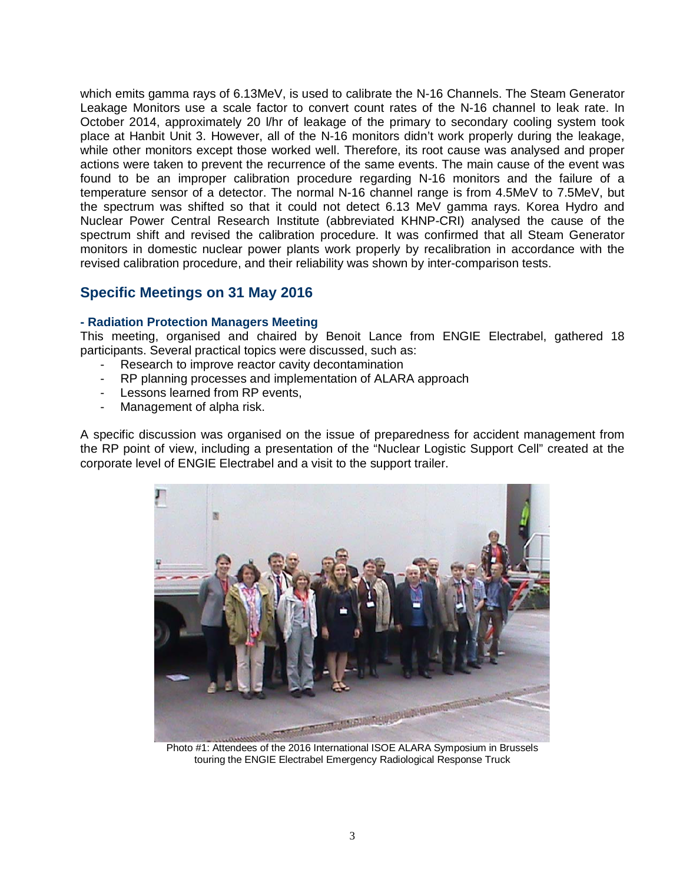which emits gamma rays of 6.13MeV, is used to calibrate the N-16 Channels. The Steam Generator Leakage Monitors use a scale factor to convert count rates of the N-16 channel to leak rate. In October 2014, approximately 20 l/hr of leakage of the primary to secondary cooling system took place at Hanbit Unit 3. However, all of the N-16 monitors didn't work properly during the leakage, while other monitors except those worked well. Therefore, its root cause was analysed and proper actions were taken to prevent the recurrence of the same events. The main cause of the event was found to be an improper calibration procedure regarding N-16 monitors and the failure of a temperature sensor of a detector. The normal N-16 channel range is from 4.5MeV to 7.5MeV, but the spectrum was shifted so that it could not detect 6.13 MeV gamma rays. Korea Hydro and Nuclear Power Central Research Institute (abbreviated KHNP-CRI) analysed the cause of the spectrum shift and revised the calibration procedure. It was confirmed that all Steam Generator monitors in domestic nuclear power plants work properly by recalibration in accordance with the revised calibration procedure, and their reliability was shown by inter-comparison tests.

## Specific Meetings on 31 May 2016

#### - Radiation Protection Managers Meeting

This meeting, organised and chaired by Benoit Lance from ENGIE Electrabel, gathered 18 participants. Several practical topics were discussed, such as:

- Research to improve reactor cavity decontamination
- RP planning processes and implementation of ALARA approach
- Lessons learned from RP events,
- Management of alpha risk.

A specific discussion was organised on the issue of preparedness for accident management from the RP point of view, including a presentation of the "Nuclear Logistic Support Cell" created at the corporate level of ENGIE Electrabel and a visit to the support trailer.

Photo #1: Attendees of the 2016 International ISOE ALARA Symposium in Brussels touring the ENGIE Electrabel Emergency Radiological Response Truck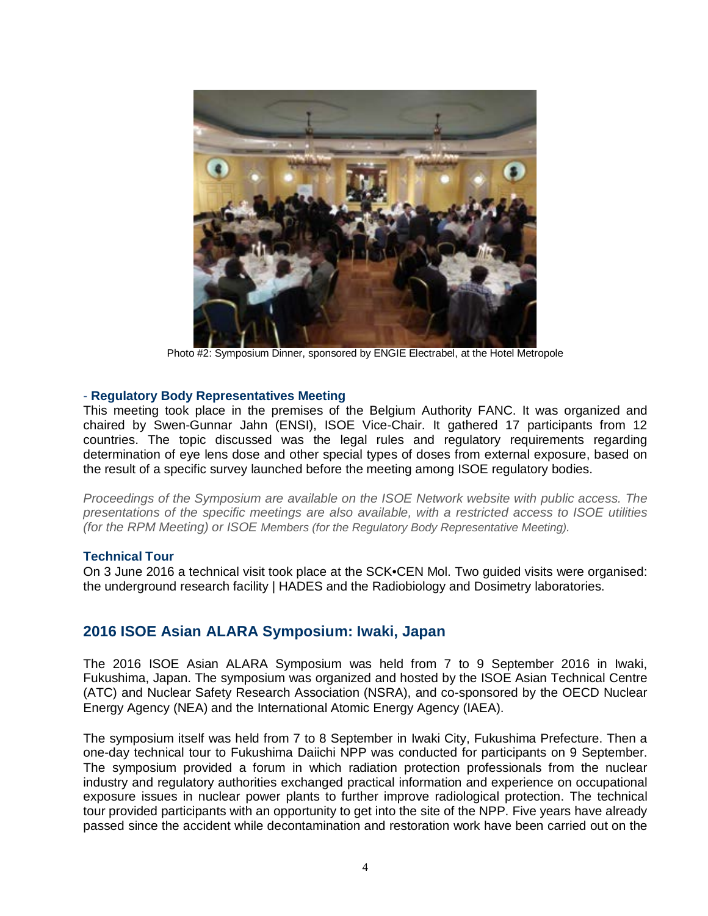Photo #2: Symposium Dinner, sponsored by ENGIE Electrabel, at the Hotel Metropole

- **Regulatory Body Representatives Meeting**

This meeting took place in the premises of the Belgium Authority FANC. It was organized and chaired by Swen-Gunnar Jahn (ENSI), ISOE Vice-Chair. It gathered 17 participants from 12 countries. The topic discussed was the legal rules and regulatory requirements regarding determination of eye lens dose and other special types of doses from external exposure, based on the result of a specific survey launched before the meeting among ISOE regulatory bodies.

*Proceedings of the Symposium are available on the ISOE Network website with public access. The presentations of the specific meetings are also available, with a restricted access to ISOE utilities (for the RPM Meeting) or ISOE Members (for the Regulatory Body Representative Meeting).*

### Technical Tour

On 3 June 2016 a technical visit took place at the SCK•CEN Mol. Two guided visits were organised: the underground research facility | HADES and the Radiobiology and Dosimetry laboratories.

## 2016 ISOE Asian ALARA Symposium: Iwaki, Japan

The 2016 ISOE Asian ALARA Symposium was held from 7 to 9 September 2016 in Iwaki, Fukushima, Japan. The symposium was organized and hosted by the ISOE Asian Technical Centre (ATC) and Nuclear Safety Research Association (NSRA), and co-sponsored by the OECD Nuclear Energy Agency (NEA) and the International Atomic Energy Agency (IAEA).

The symposium itself was held from 7 to 8 September in Iwaki City, Fukushima Prefecture. Then a one-day technical tour to Fukushima Daiichi NPP was conducted for participants on 9 September. The symposium provided a forum in which radiation protection professionals from the nuclear industry and regulatory authorities exchanged practical information and experience on occupational exposure issues in nuclear power plants to further improve radiological protection. The technical tour provided participants with an opportunity to get into the site of the NPP. Five years have already passed since the accident while decontamination and restoration work have been carried out on the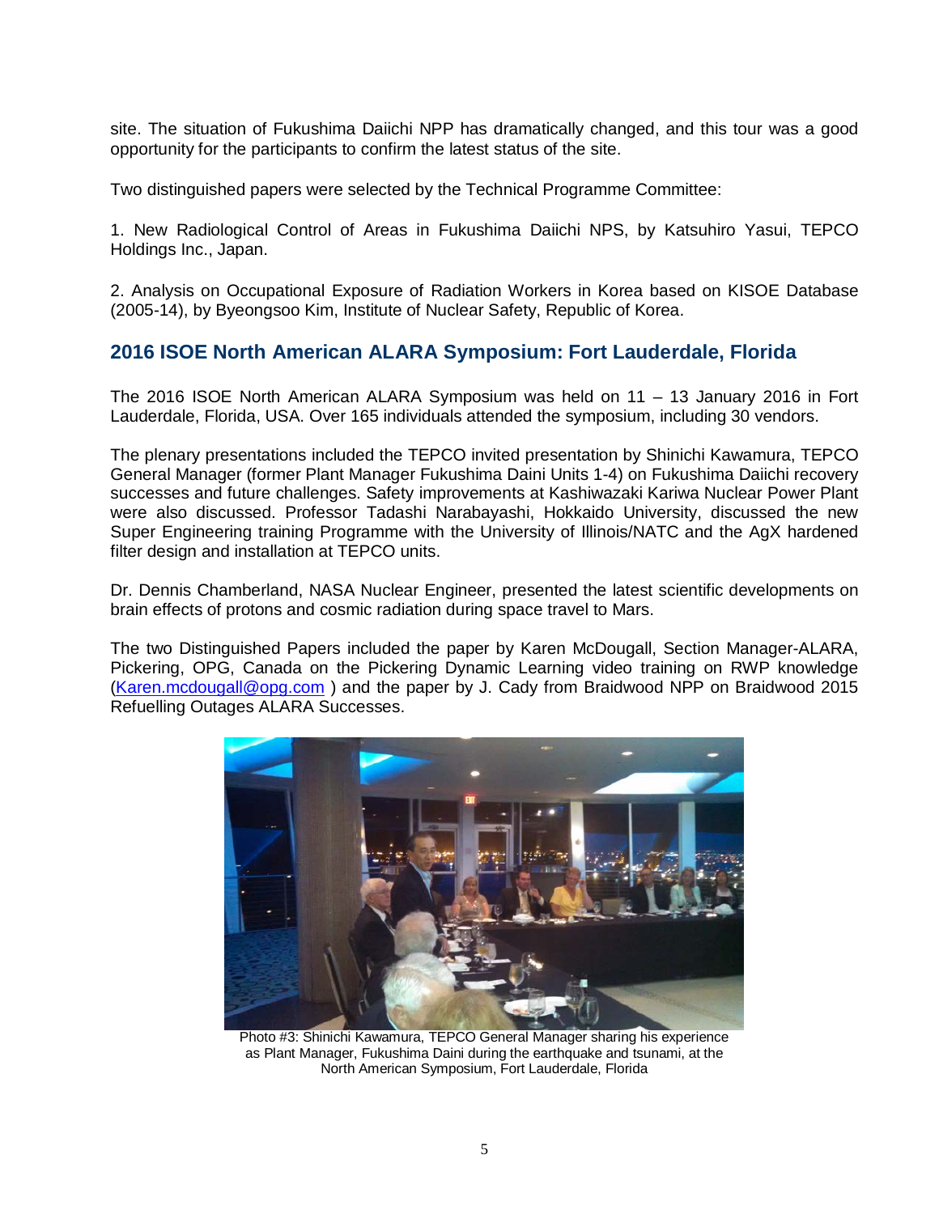site. The situation of Fukushima Daiichi NPP has dramatically changed, and this tour was a good opportunity for the participants to confirm the latest status of the site.

Two distinguished papers were selected by the Technical Programme Committee:

1. New Radiological Control of Areas in Fukushima Daiichi NPS, by Katsuhiro Yasui, TEPCO Holdings Inc., Japan.

2. Analysis on Occupational Exposure of Radiation Workers in Korea based on KISOE Database (2005-14), by Byeongsoo Kim, Institute of Nuclear Safety, Republic of Korea.

## 2016 ISOE North American ALARA Symposium: Fort Lauderdale, Florida

The 2016 ISOE North American ALARA Symposium was held on 11 – 13 January 2016 in Fort Lauderdale, Florida, USA. Over 165 individuals attended the symposium, including 30 vendors.

The plenary presentations included the TEPCO invited presentation by Shinichi Kawamura, TEPCO General Manager (former Plant Manager Fukushima Daini Units 1-4) on Fukushima Daiichi recovery successes and future challenges. Safety improvements at Kashiwazaki Kariwa Nuclear Power Plant were also discussed. Professor Tadashi Narabayashi, Hokkaido University, discussed the new Super Engineering training Programme with the University of Illinois/NATC and the AgX hardened filter design and installation at TEPCO units.

Dr. Dennis Chamberland, NASA Nuclear Engineer, presented the latest scientific developments on brain effects of protons and cosmic radiation during space travel to Mars.

The two Distinguished Papers included the paper by Karen McDougall, Section Manager-ALARA, Pickering, OPG, Canada on the Pickering Dynamic Learning video training on RWP knowledge (Karen.mcdougall@opg.com ) and the paper by J. Cady from Braidwood NPP on Braidwood 2015 Refuelling Outages ALARA Successes.

Photo #3: Shinichi Kawamura, TEPCO General Manager sharing his experience as Plant Manager, Fukushima Daini during the earthquake and tsunami, at the North American Symposium, Fort Lauderdale, Florida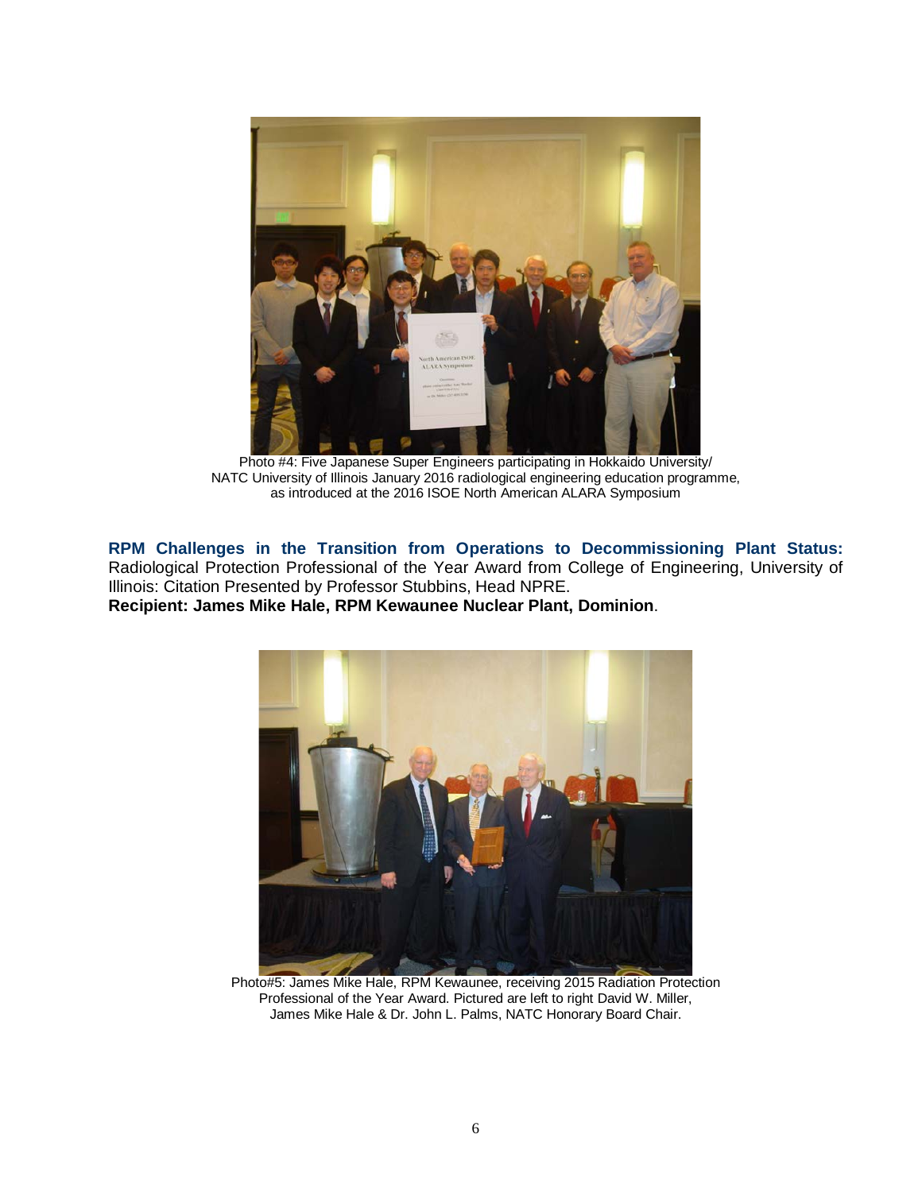Photo #4: Five Japanese Super Engineers participating in Hokkaido University/ NATC University of Illinois January 2016 radiological engineering education programme, as introduced at the 2016 ISOE North American ALARA Symposium

**RPM Challenges in the Transition from Operations to Decommissioning Plant Status:** Radiological Protection Professional of the Year Award from College of Engineering, University of Illinois: Citation Presented by Professor Stubbins, Head NPRE.
**Recipient: James Mike Hale, RPM Kewaunee Nuclear Plant, Dominion**.

Photo#5: James Mike Hale, RPM Kewaunee, receiving 2015 Radiation Protection Professional of the Year Award. Pictured are left to right David W. Miller, James Mike Hale & Dr. John L. Palms, NATC Honorary Board Chair.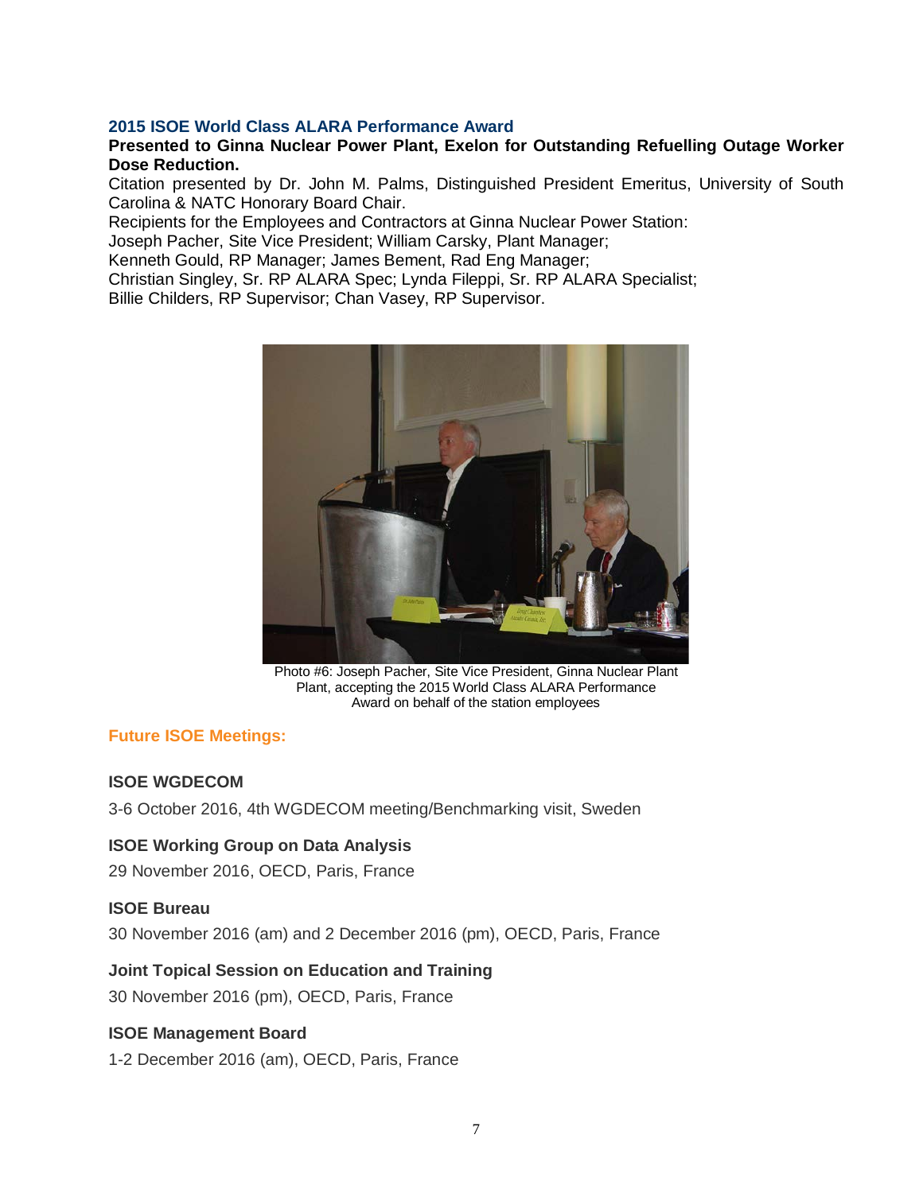### 2015 ISOE World Class ALARA Performance Award

**Presented to Ginna Nuclear Power Plant, Exelon for Outstanding Refuelling Outage Worker Dose Reduction.**

Citation presented by Dr. John M. Palms, Distinguished President Emeritus, University of South Carolina & NATC Honorary Board Chair.

Recipients for the Employees and Contractors at Ginna Nuclear Power Station:
Joseph Pacher, Site Vice President; William Carsky, Plant Manager;
Kenneth Gould, RP Manager; James Bement, Rad Eng Manager;
Christian Singley, Sr. RP ALARA Spec; Lynda Fileppi, Sr. RP ALARA Specialist;
Billie Childers, RP Supervisor; Chan Vasey, RP Supervisor.

Photo #6: Joseph Pacher, Site Vice President, Ginna Nuclear Plant Plant, accepting the 2015 World Class ALARA Performance Award on behalf of the station employees

## Future ISOE Meetings:

### ISOE WGDECOM

3-6 October 2016, 4th WGDECOM meeting/Benchmarking visit, Sweden

### ISOE Working Group on Data Analysis

29 November 2016, OECD, Paris, France

### ISOE Bureau

30 November 2016 (am) and 2 December 2016 (pm), OECD, Paris, France

### Joint Topical Session on Education and Training

30 November 2016 (pm), OECD, Paris, France

### ISOE Management Board

1-2 December 2016 (am), OECD, Paris, France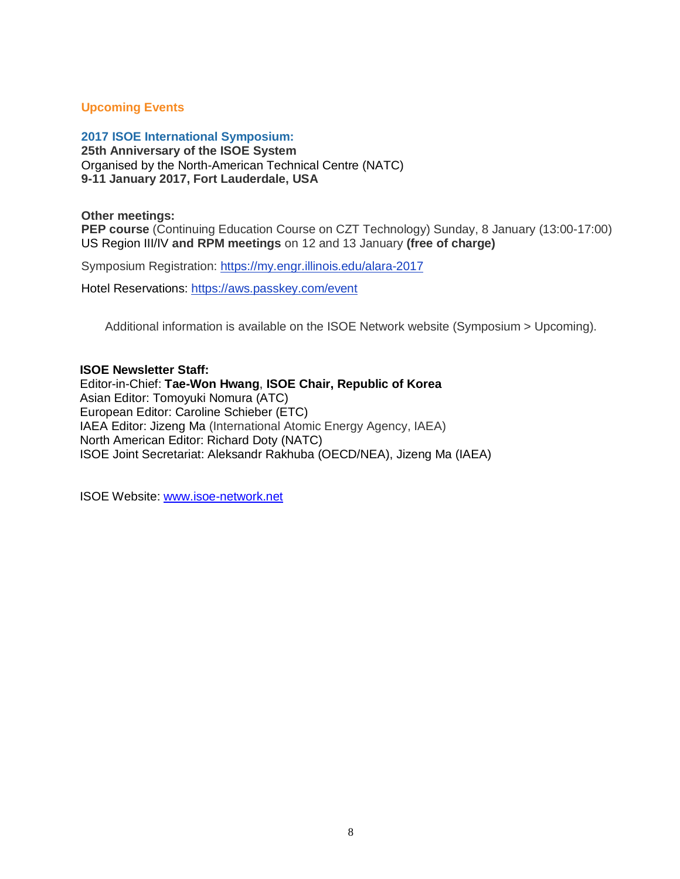## Upcoming Events

### 2017 ISOE International Symposium:

**25th Anniversary of the ISOE System**
Organised by the North-American Technical Centre (NATC)
**9-11 January 2017, Fort Lauderdale, USA**

**Other meetings:**
**PEP course** (Continuing Education Course on CZT Technology) Sunday, 8 January (13:00-17:00)
US Region III/IV **and RPM meetings** on 12 and 13 January **(free of charge)**

Symposium Registration: https://my.engr.illinois.edu/alara-2017

Hotel Reservations: https://aws.passkey.com/event

Additional information is available on the ISOE Network website (Symposium > Upcoming).

**ISOE Newsletter Staff:**
Editor-in-Chief: **Tae-Won Hwang**, **ISOE Chair, Republic of Korea**
Asian Editor: Tomoyuki Nomura (ATC)
European Editor: Caroline Schieber (ETC)
IAEA Editor: Jizeng Ma (International Atomic Energy Agency, IAEA)
North American Editor: Richard Doty (NATC)
ISOE Joint Secretariat: Aleksandr Rakhuba (OECD/NEA), Jizeng Ma (IAEA)

ISOE Website: www.isoe-network.net